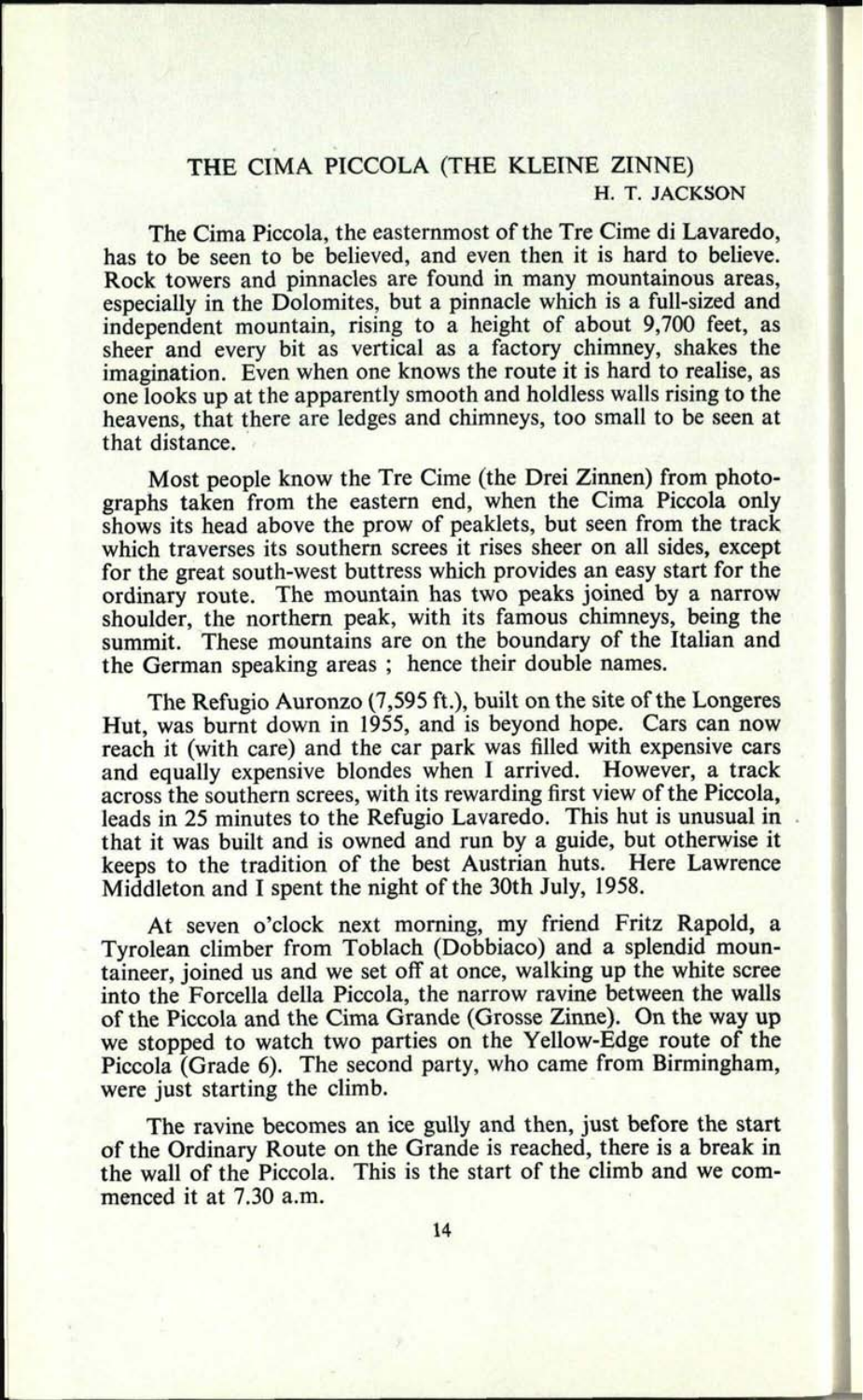# THE CIMA PICCOLA (THE KLEINE ZINNE)

H. T. JACKSON

The Cima Piccola, the easternmost of the Tre Cime di Lavaredo, has to be seen to be believed, and even then it is hard to believe. Rock towers and pinnacles are found in many mountainous areas, especially in the Dolomites, but a pinnacle which is a full-sized and independent mountain, rising to a height of about 9,700 feet, as sheer and every bit as vertical as a factory chimney, shakes the imagination. Even when one knows the route it is hard to realise, as one looks up at the apparently smooth and holdless walls rising to the heavens, that there are ledges and chimneys, too small to be seen at that distance.

Most people know the Tre Cime (the Drei Zinnen) from photographs taken from the eastern end, when the Cima Piccola only shows its head above the prow of peaklets, but seen from the track which traverses its southern screes it rises sheer on all sides, except for the great south-west buttress which provides an easy start for the ordinary route. The mountain has two peaks joined by a narrow shoulder, the northern peak, with its famous chimneys, being the summit. These mountains are on the boundary of the Italian and the German speaking areas ; hence their double names.

The Refugio Auronzo (7,595 ft.), built on the site of the Longeres Hut, was burnt down in 1955, and is beyond hope. Cars can now reach it (with care) and the car park was filled with expensive cars and equally expensive blondes when I arrived. However, a track across the southern screes, with its rewarding first view of the Piccola, leads in 25 minutes to the Refugio Lavaredo. This hut is unusual in that it was built and is owned and run by a guide, but otherwise it keeps to the tradition of the best Austrian huts. Here Lawrence Middleton and I spent the night of the 30th July, 1958.

At seven o'clock next morning, my friend Fritz Rapold, a Tyrolean climber from Toblach (Dobbiaco) and a splendid mountaineer, joined us and we set off at once, walking up the white scree into the Forcella della Piccola, the narrow ravine between the walls of the Piccola and the Cima Grande (Grosse Zinne). On the way up we stopped to watch two parties on the Yellow-Edge route of the Piccola (Grade 6). The second party, who came from Birmingham, were just starting the climb.

The ravine becomes an ice gully and then, just before the start of the Ordinary Route on the Grande is reached, there is a break in the wall of the Piccola. This is the start of the climb and we commenced it at 7.30 a.m.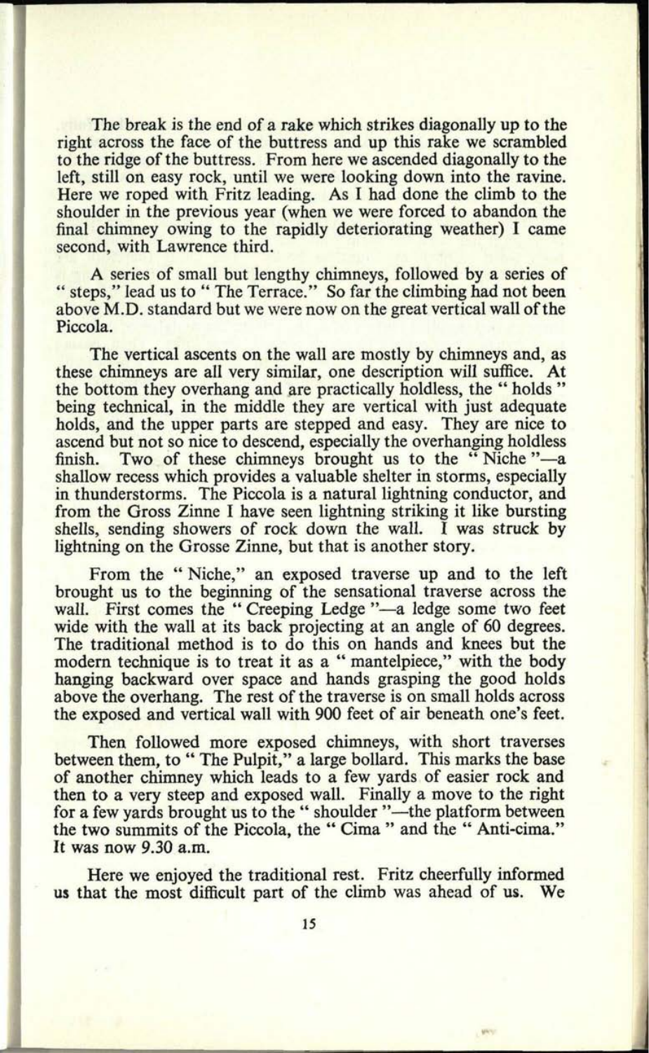The break is the end of a rake which strikes diagonally up to the right across the face of the buttress and up this rake we scrambled to the ridge of the buttress. From here we ascended diagonally to the left, still on easy rock, until we were looking down into the ravine. Here we roped with Fritz leading. As I had done the climb to the shoulder in the previous year (when we were forced to abandon the final chimney owing to the rapidly deteriorating weather) I came second, with Lawrence third.

A series of small but lengthy chimneys, followed by a series of " steps," lead us to " The Terrace." So far the climbing had not been above M.D. standard but we were now on the great vertical wall of the Piccola.

The vertical ascents on the wall are mostly by chimneys and, as these chimneys are all very similar, one description will suffice. At the bottom they overhang and are practically holdless, the " holds " being technical, in the middle they are vertical with just adequate holds, and the upper parts are stepped and easy. They are nice to ascend but not so nice to descend, especially the overhanging holdless finish. Two of these chimneys brought us to the " Niche "—a shallow recess which provides a valuable shelter in storms, especially in thunderstorms. The Piccola is a natural lightning conductor, and from the Gross Zinne I have seen lightning striking it like bursting shells, sending showers of rock down the wall. I was struck by lightning on the Grosse Zinne, but that is another story.

From the " Niche," an exposed traverse up and to the left brought us to the beginning of the sensational traverse across the wall. First comes the " Creeping Ledge "—a ledge some two feet wide with the wall at its back projecting at an angle of 60 degrees. The traditional method is to do this on hands and knees but the modern technique is to treat it as a " mantelpiece," with the body hanging backward over space and hands grasping the good holds above the overhang. The rest of the traverse is on small holds across the exposed and vertical wall with 900 feet of air beneath one's feet.

Then followed more exposed chimneys, with short traverses between them, to " The Pulpit," a large bollard. This marks the base of another chimney which leads to a few yards of easier rock and then to a very steep and exposed wall. Finally a move to the right for a few yards brought us to the " shoulder "—the platform between the two summits of the Piccola, the " Cima " and the " Anti-cima." It was now 9.30 a.m.

Here we enjoyed the traditional rest. Fritz cheerfully informed us that the most difficult part of the climb was ahead of us. We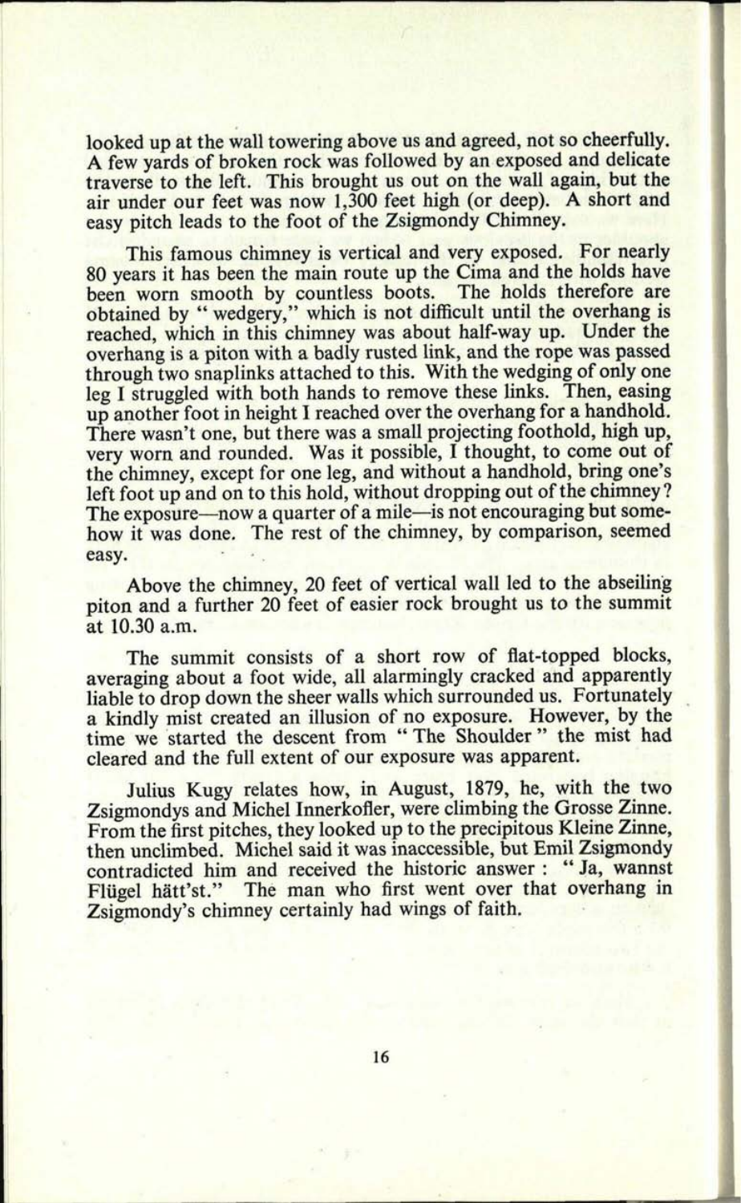looked up at the wall towering above us and agreed, not so cheerfully. A few yards of broken rock was followed by an exposed and delicate traverse to the left. This brought us out on the wall again, but the air under our feet was now 1,300 feet high (or deep). A short and easy pitch leads to the foot of the Zsigmondy Chimney.

This famous chimney is vertical and very exposed. For nearly 80 years it has been the main route up the Cima and the holds have been worn smooth by countless boots. The holds therefore are obtained by " wedgery," which is not difficult until the overhang is reached, which in this chimney was about half-way up. Under the overhang is a piton with a badly rusted link, and the rope was passed through two snaplinks attached to this. With the wedging of only one leg I struggled with both hands to remove these links. Then, easing up another foot in height I reached over the overhang for a handhold. There wasn't one, but there was a small projecting foothold, high up, very worn and rounded. Was it possible, I thought, to come out of the chimney, except for one leg, and without a handhold, bring one's left foot up and on to this hold, without dropping out of the chimney? The exposure—now a quarter of a mile—is not encouraging but somehow it was done. The rest of the chimney, by comparison, seemed easy.

Above the chimney, 20 feet of vertical wall led to the abseiling piton and a further 20 feet of easier rock brought us to the summit at 10.30 a.m.

The summit consists of a short row of flat-topped blocks, averaging about a foot wide, all alarmingly cracked and apparently liable to drop down the sheer walls which surrounded us. Fortunately a kindly mist created an illusion of no exposure. However, by the time we started the descent from " The Shoulder " the mist had cleared and the full extent of our exposure was apparent.

Julius Kugy relates how, in August, 1879, he, with the two Zsigmondys and Michel Innerkofler, were climbing the Grosse Zinne. From the first pitches, they looked up to the precipitous Kleine Zinne, then unclimbed. Michel said it was inaccessible, but Emil Zsigmondy contradicted him and received the historic answer : " Ja, wannst Flügel hätt'st." The man who first went over that overhang in Zsigmondy's chimney certainly had wings of faith.